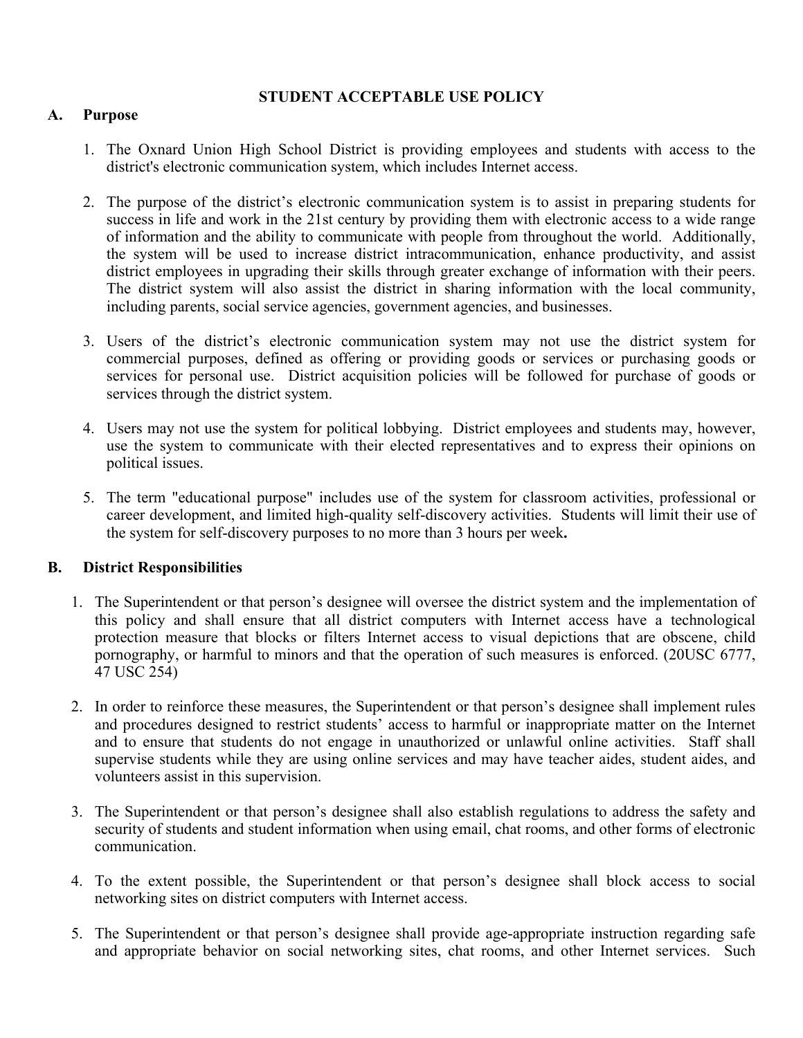# STUDENT ACCEPTABLE USE POLICY

## A. Purpose

1. The Oxnard Union High School District is providing employees and students with access to the district's electronic communication system, which includes Internet access.

2. The purpose of the district's electronic communication system is to assist in preparing students for success in life and work in the 21st century by providing them with electronic access to a wide range of information and the ability to communicate with people from throughout the world. Additionally, the system will be used to increase district intracommunication, enhance productivity, and assist district employees in upgrading their skills through greater exchange of information with their peers. The district system will also assist the district in sharing information with the local community, including parents, social service agencies, government agencies, and businesses.

3. Users of the district's electronic communication system may not use the district system for commercial purposes, defined as offering or providing goods or services or purchasing goods or services for personal use. District acquisition policies will be followed for purchase of goods or services through the district system.

4. Users may not use the system for political lobbying. District employees and students may, however, use the system to communicate with their elected representatives and to express their opinions on political issues.

5. The term "educational purpose" includes use of the system for classroom activities, professional or career development, and limited high-quality self-discovery activities. Students will limit their use of the system for self-discovery purposes to no more than 3 hours per week**.**

## B. District Responsibilities

1. The Superintendent or that person's designee will oversee the district system and the implementation of this policy and shall ensure that all district computers with Internet access have a technological protection measure that blocks or filters Internet access to visual depictions that are obscene, child pornography, or harmful to minors and that the operation of such measures is enforced. (20USC 6777, 47 USC 254)

2. In order to reinforce these measures, the Superintendent or that person's designee shall implement rules and procedures designed to restrict students' access to harmful or inappropriate matter on the Internet and to ensure that students do not engage in unauthorized or unlawful online activities. Staff shall supervise students while they are using online services and may have teacher aides, student aides, and volunteers assist in this supervision.

3. The Superintendent or that person's designee shall also establish regulations to address the safety and security of students and student information when using email, chat rooms, and other forms of electronic communication.

4. To the extent possible, the Superintendent or that person's designee shall block access to social networking sites on district computers with Internet access.

5. The Superintendent or that person's designee shall provide age-appropriate instruction regarding safe and appropriate behavior on social networking sites, chat rooms, and other Internet services. Such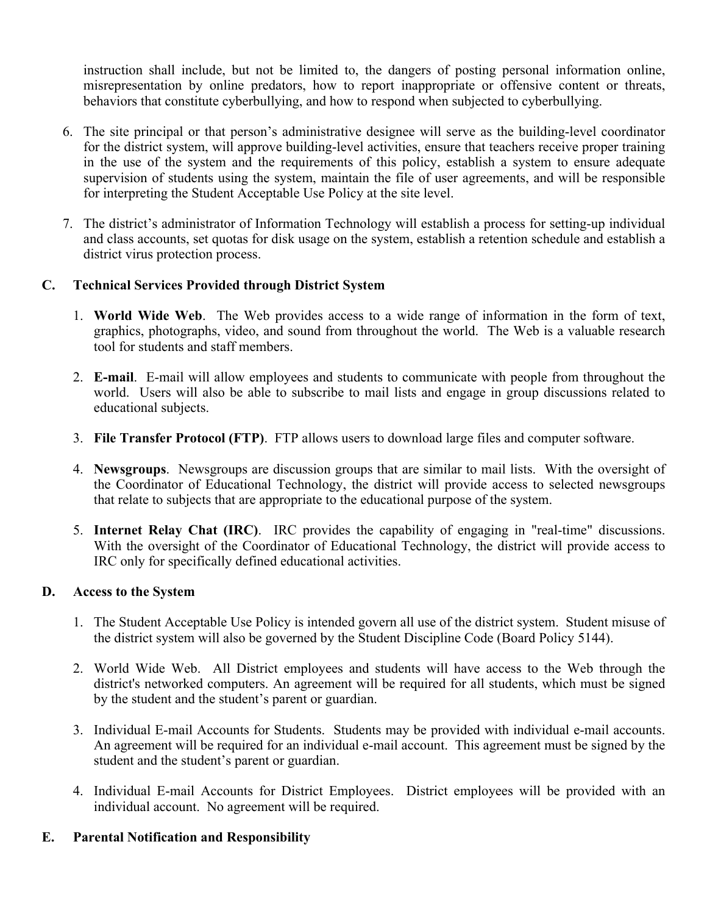instruction shall include, but not be limited to, the dangers of posting personal information online, misrepresentation by online predators, how to report inappropriate or offensive content or threats, behaviors that constitute cyberbullying, and how to respond when subjected to cyberbullying.

6. The site principal or that person's administrative designee will serve as the building-level coordinator for the district system, will approve building-level activities, ensure that teachers receive proper training in the use of the system and the requirements of this policy, establish a system to ensure adequate supervision of students using the system, maintain the file of user agreements, and will be responsible for interpreting the Student Acceptable Use Policy at the site level.

7. The district's administrator of Information Technology will establish a process for setting-up individual and class accounts, set quotas for disk usage on the system, establish a retention schedule and establish a district virus protection process.

## C. Technical Services Provided through District System

1. **World Wide Web**. The Web provides access to a wide range of information in the form of text, graphics, photographs, video, and sound from throughout the world. The Web is a valuable research tool for students and staff members.

2. **E-mail**. E-mail will allow employees and students to communicate with people from throughout the world. Users will also be able to subscribe to mail lists and engage in group discussions related to educational subjects.

3. **File Transfer Protocol (FTP)**. FTP allows users to download large files and computer software.

4. **Newsgroups**. Newsgroups are discussion groups that are similar to mail lists. With the oversight of the Coordinator of Educational Technology, the district will provide access to selected newsgroups that relate to subjects that are appropriate to the educational purpose of the system.

5. **Internet Relay Chat (IRC)**. IRC provides the capability of engaging in "real-time" discussions. With the oversight of the Coordinator of Educational Technology, the district will provide access to IRC only for specifically defined educational activities.

## D. Access to the System

1. The Student Acceptable Use Policy is intended govern all use of the district system. Student misuse of the district system will also be governed by the Student Discipline Code (Board Policy 5144).

2. World Wide Web. All District employees and students will have access to the Web through the district's networked computers. An agreement will be required for all students, which must be signed by the student and the student's parent or guardian.

3. Individual E-mail Accounts for Students. Students may be provided with individual e-mail accounts. An agreement will be required for an individual e-mail account. This agreement must be signed by the student and the student's parent or guardian.

4. Individual E-mail Accounts for District Employees. District employees will be provided with an individual account. No agreement will be required.

## E. Parental Notification and Responsibility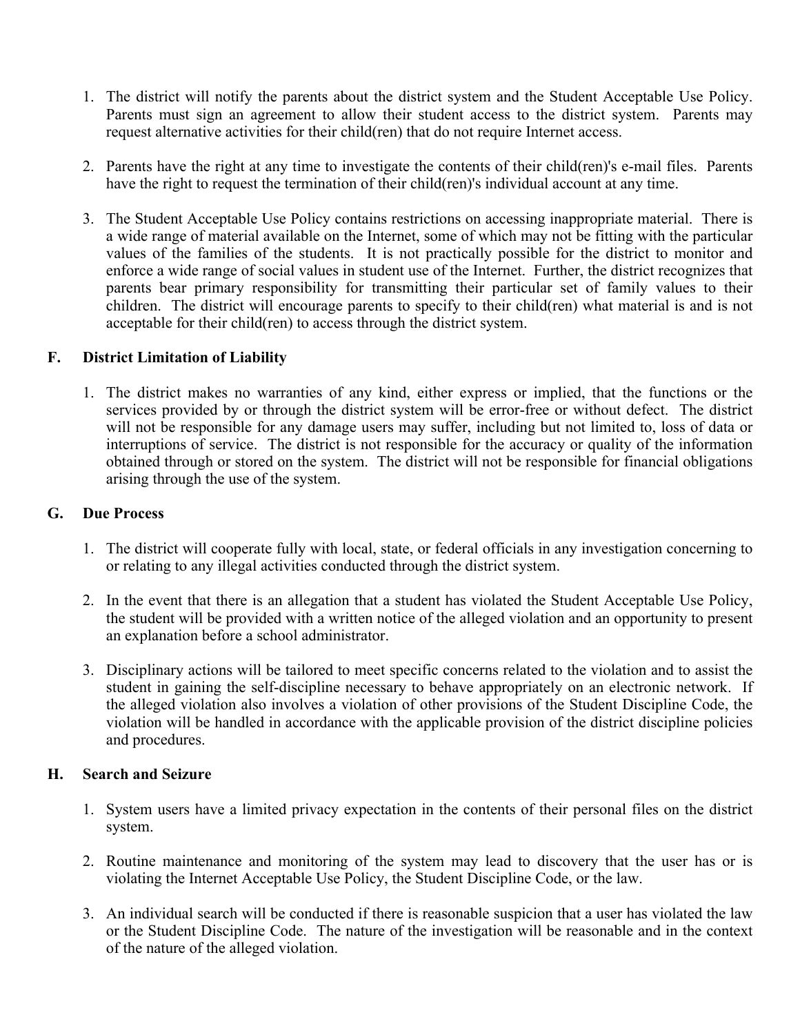1. The district will notify the parents about the district system and the Student Acceptable Use Policy. Parents must sign an agreement to allow their student access to the district system. Parents may request alternative activities for their child(ren) that do not require Internet access.

2. Parents have the right at any time to investigate the contents of their child(ren)'s e-mail files. Parents have the right to request the termination of their child(ren)'s individual account at any time.

3. The Student Acceptable Use Policy contains restrictions on accessing inappropriate material. There is a wide range of material available on the Internet, some of which may not be fitting with the particular values of the families of the students. It is not practically possible for the district to monitor and enforce a wide range of social values in student use of the Internet. Further, the district recognizes that parents bear primary responsibility for transmitting their particular set of family values to their children. The district will encourage parents to specify to their child(ren) what material is and is not acceptable for their child(ren) to access through the district system.

## F. District Limitation of Liability

1. The district makes no warranties of any kind, either express or implied, that the functions or the services provided by or through the district system will be error-free or without defect. The district will not be responsible for any damage users may suffer, including but not limited to, loss of data or interruptions of service. The district is not responsible for the accuracy or quality of the information obtained through or stored on the system. The district will not be responsible for financial obligations arising through the use of the system.

## G. Due Process

1. The district will cooperate fully with local, state, or federal officials in any investigation concerning to or relating to any illegal activities conducted through the district system.

2. In the event that there is an allegation that a student has violated the Student Acceptable Use Policy, the student will be provided with a written notice of the alleged violation and an opportunity to present an explanation before a school administrator.

3. Disciplinary actions will be tailored to meet specific concerns related to the violation and to assist the student in gaining the self-discipline necessary to behave appropriately on an electronic network. If the alleged violation also involves a violation of other provisions of the Student Discipline Code, the violation will be handled in accordance with the applicable provision of the district discipline policies and procedures.

## H. Search and Seizure

1. System users have a limited privacy expectation in the contents of their personal files on the district system.

2. Routine maintenance and monitoring of the system may lead to discovery that the user has or is violating the Internet Acceptable Use Policy, the Student Discipline Code, or the law.

3. An individual search will be conducted if there is reasonable suspicion that a user has violated the law or the Student Discipline Code. The nature of the investigation will be reasonable and in the context of the nature of the alleged violation.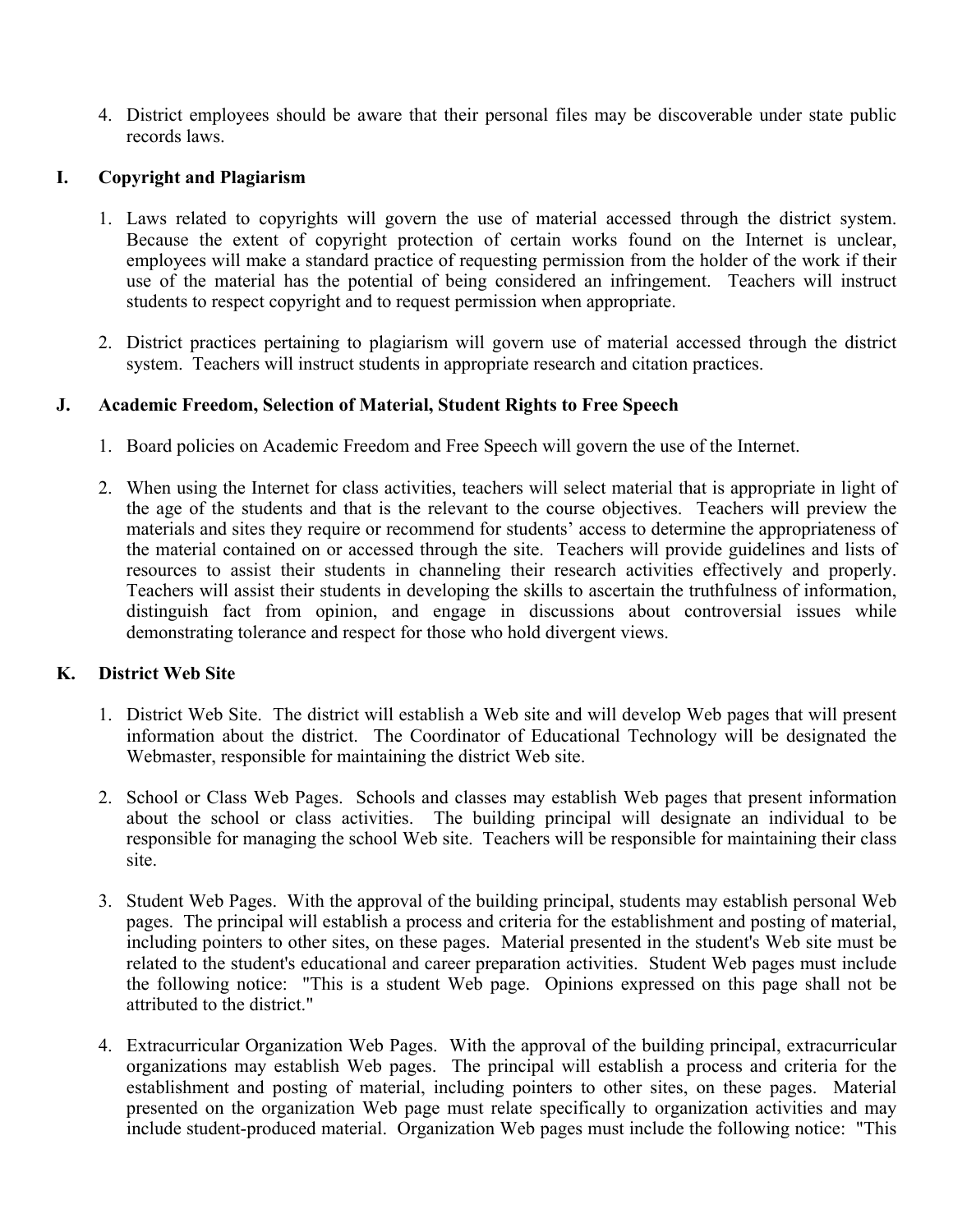4. District employees should be aware that their personal files may be discoverable under state public records laws.

## I. Copyright and Plagiarism

1. Laws related to copyrights will govern the use of material accessed through the district system. Because the extent of copyright protection of certain works found on the Internet is unclear, employees will make a standard practice of requesting permission from the holder of the work if their use of the material has the potential of being considered an infringement. Teachers will instruct students to respect copyright and to request permission when appropriate.

2. District practices pertaining to plagiarism will govern use of material accessed through the district system. Teachers will instruct students in appropriate research and citation practices.

## J. Academic Freedom, Selection of Material, Student Rights to Free Speech

1. Board policies on Academic Freedom and Free Speech will govern the use of the Internet.

2. When using the Internet for class activities, teachers will select material that is appropriate in light of the age of the students and that is the relevant to the course objectives. Teachers will preview the materials and sites they require or recommend for students' access to determine the appropriateness of the material contained on or accessed through the site. Teachers will provide guidelines and lists of resources to assist their students in channeling their research activities effectively and properly. Teachers will assist their students in developing the skills to ascertain the truthfulness of information, distinguish fact from opinion, and engage in discussions about controversial issues while demonstrating tolerance and respect for those who hold divergent views.

## K. District Web Site

1. District Web Site. The district will establish a Web site and will develop Web pages that will present information about the district. The Coordinator of Educational Technology will be designated the Webmaster, responsible for maintaining the district Web site.

2. School or Class Web Pages. Schools and classes may establish Web pages that present information about the school or class activities. The building principal will designate an individual to be responsible for managing the school Web site. Teachers will be responsible for maintaining their class site.

3. Student Web Pages. With the approval of the building principal, students may establish personal Web pages. The principal will establish a process and criteria for the establishment and posting of material, including pointers to other sites, on these pages. Material presented in the student's Web site must be related to the student's educational and career preparation activities. Student Web pages must include the following notice: "This is a student Web page. Opinions expressed on this page shall not be attributed to the district."

4. Extracurricular Organization Web Pages. With the approval of the building principal, extracurricular organizations may establish Web pages. The principal will establish a process and criteria for the establishment and posting of material, including pointers to other sites, on these pages. Material presented on the organization Web page must relate specifically to organization activities and may include student-produced material. Organization Web pages must include the following notice: "This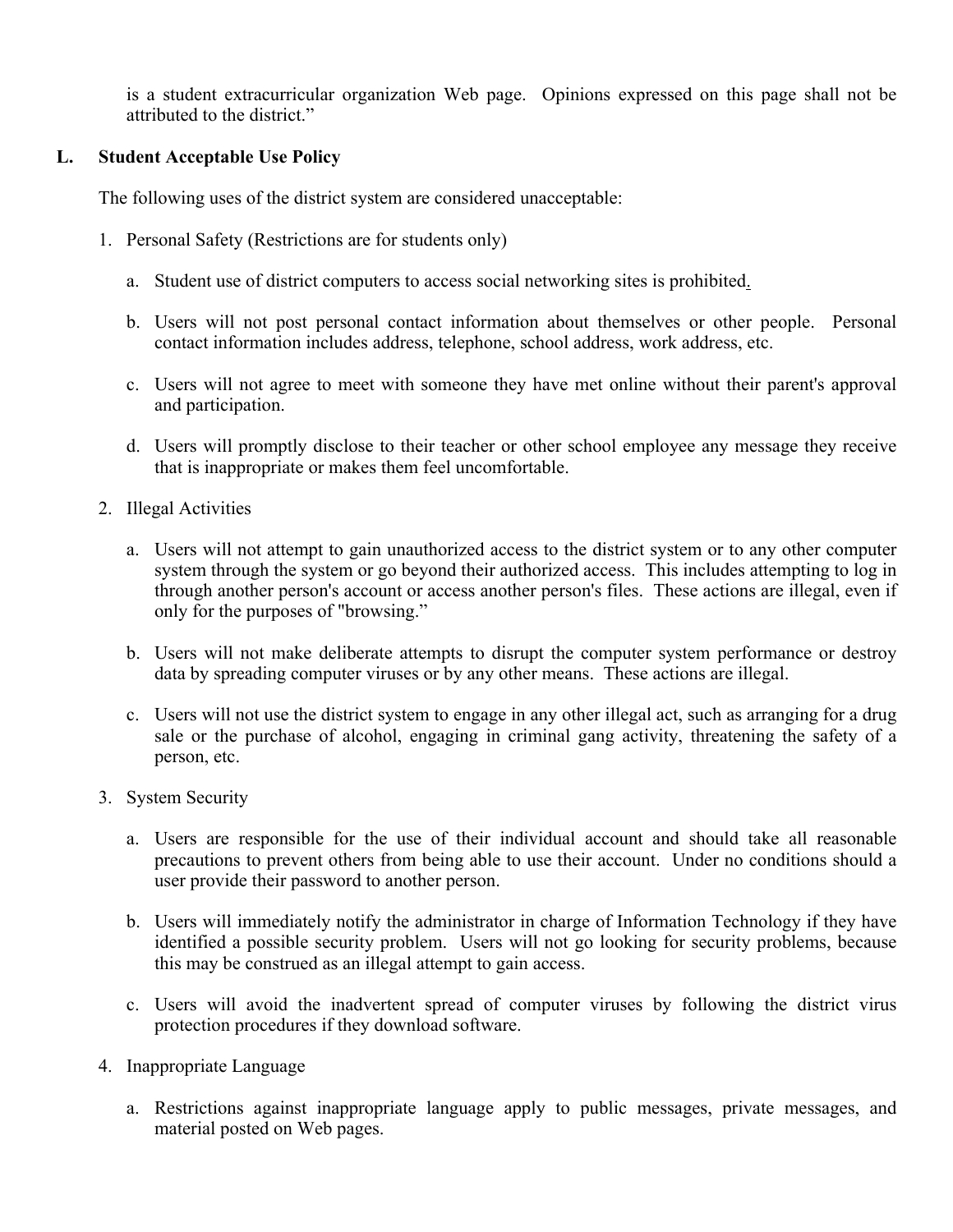is a student extracurricular organization Web page. Opinions expressed on this page shall not be attributed to the district."

## L. Student Acceptable Use Policy

The following uses of the district system are considered unacceptable:

1. Personal Safety (Restrictions are for students only)

   a. Student use of district computers to access social networking sites is prohibited.

   b. Users will not post personal contact information about themselves or other people. Personal contact information includes address, telephone, school address, work address, etc.

   c. Users will not agree to meet with someone they have met online without their parent's approval and participation.

   d. Users will promptly disclose to their teacher or other school employee any message they receive that is inappropriate or makes them feel uncomfortable.

2. Illegal Activities

   a. Users will not attempt to gain unauthorized access to the district system or to any other computer system through the system or go beyond their authorized access. This includes attempting to log in through another person's account or access another person's files. These actions are illegal, even if only for the purposes of "browsing."

   b. Users will not make deliberate attempts to disrupt the computer system performance or destroy data by spreading computer viruses or by any other means. These actions are illegal.

   c. Users will not use the district system to engage in any other illegal act, such as arranging for a drug sale or the purchase of alcohol, engaging in criminal gang activity, threatening the safety of a person, etc.

3. System Security

   a. Users are responsible for the use of their individual account and should take all reasonable precautions to prevent others from being able to use their account. Under no conditions should a user provide their password to another person.

   b. Users will immediately notify the administrator in charge of Information Technology if they have identified a possible security problem. Users will not go looking for security problems, because this may be construed as an illegal attempt to gain access.

   c. Users will avoid the inadvertent spread of computer viruses by following the district virus protection procedures if they download software.

4. Inappropriate Language

   a. Restrictions against inappropriate language apply to public messages, private messages, and material posted on Web pages.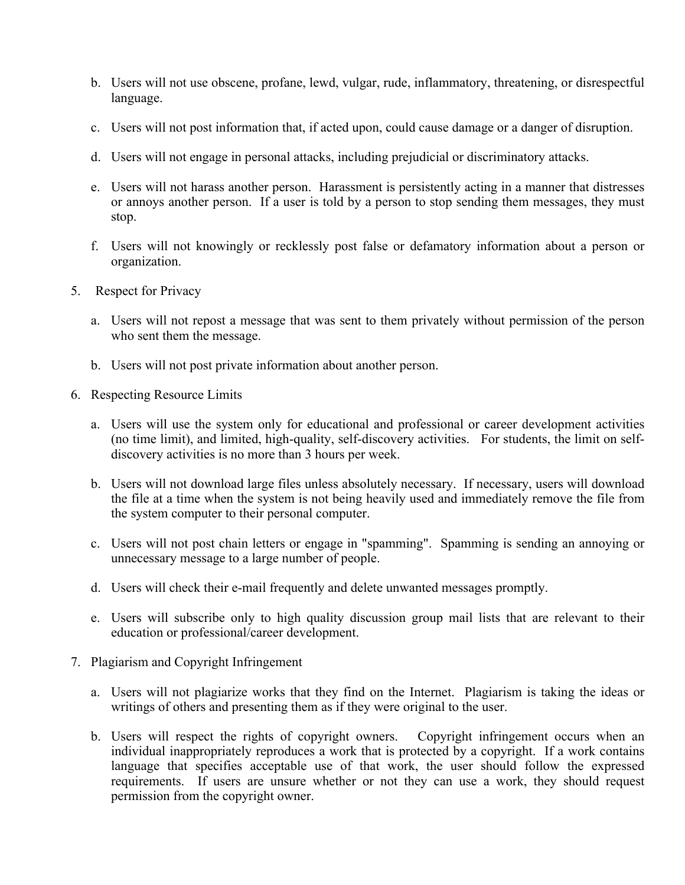b. Users will not use obscene, profane, lewd, vulgar, rude, inflammatory, threatening, or disrespectful language.

c. Users will not post information that, if acted upon, could cause damage or a danger of disruption.

d. Users will not engage in personal attacks, including prejudicial or discriminatory attacks.

e. Users will not harass another person. Harassment is persistently acting in a manner that distresses or annoys another person. If a user is told by a person to stop sending them messages, they must stop.

f. Users will not knowingly or recklessly post false or defamatory information about a person or organization.

5. Respect for Privacy

   a. Users will not repost a message that was sent to them privately without permission of the person who sent them the message.

   b. Users will not post private information about another person.

6. Respecting Resource Limits

   a. Users will use the system only for educational and professional or career development activities (no time limit), and limited, high-quality, self-discovery activities. For students, the limit on self-discovery activities is no more than 3 hours per week.

   b. Users will not download large files unless absolutely necessary. If necessary, users will download the file at a time when the system is not being heavily used and immediately remove the file from the system computer to their personal computer.

   c. Users will not post chain letters or engage in "spamming". Spamming is sending an annoying or unnecessary message to a large number of people.

   d. Users will check their e-mail frequently and delete unwanted messages promptly.

   e. Users will subscribe only to high quality discussion group mail lists that are relevant to their education or professional/career development.

7. Plagiarism and Copyright Infringement

   a. Users will not plagiarize works that they find on the Internet. Plagiarism is taking the ideas or writings of others and presenting them as if they were original to the user.

   b. Users will respect the rights of copyright owners. Copyright infringement occurs when an individual inappropriately reproduces a work that is protected by a copyright. If a work contains language that specifies acceptable use of that work, the user should follow the expressed requirements. If users are unsure whether or not they can use a work, they should request permission from the copyright owner.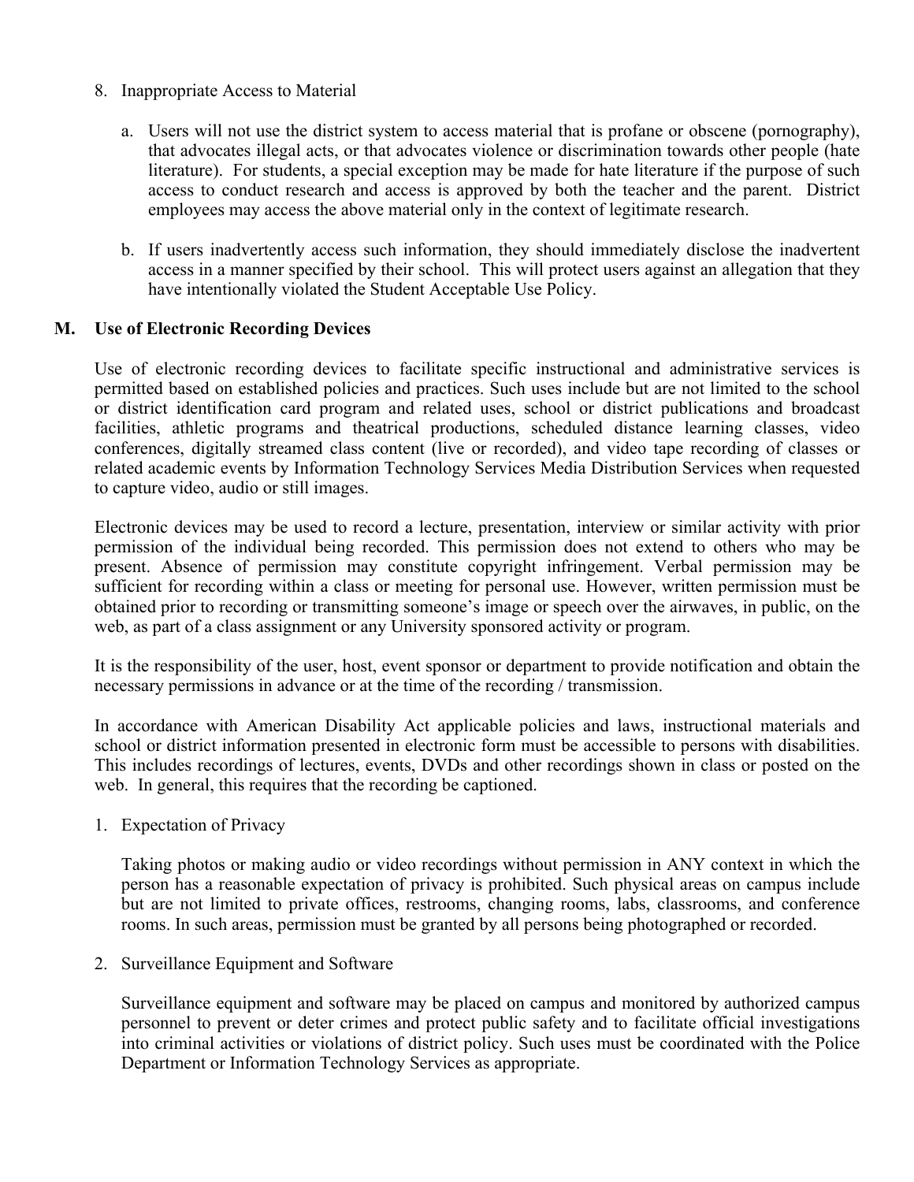8. Inappropriate Access to Material

   a. Users will not use the district system to access material that is profane or obscene (pornography), that advocates illegal acts, or that advocates violence or discrimination towards other people (hate literature). For students, a special exception may be made for hate literature if the purpose of such access to conduct research and access is approved by both the teacher and the parent. District employees may access the above material only in the context of legitimate research.

   b. If users inadvertently access such information, they should immediately disclose the inadvertent access in a manner specified by their school. This will protect users against an allegation that they have intentionally violated the Student Acceptable Use Policy.

## M. Use of Electronic Recording Devices

Use of electronic recording devices to facilitate specific instructional and administrative services is permitted based on established policies and practices. Such uses include but are not limited to the school or district identification card program and related uses, school or district publications and broadcast facilities, athletic programs and theatrical productions, scheduled distance learning classes, video conferences, digitally streamed class content (live or recorded), and video tape recording of classes or related academic events by Information Technology Services Media Distribution Services when requested to capture video, audio or still images.

Electronic devices may be used to record a lecture, presentation, interview or similar activity with prior permission of the individual being recorded. This permission does not extend to others who may be present. Absence of permission may constitute copyright infringement. Verbal permission may be sufficient for recording within a class or meeting for personal use. However, written permission must be obtained prior to recording or transmitting someone's image or speech over the airwaves, in public, on the web, as part of a class assignment or any University sponsored activity or program.

It is the responsibility of the user, host, event sponsor or department to provide notification and obtain the necessary permissions in advance or at the time of the recording / transmission.

In accordance with American Disability Act applicable policies and laws, instructional materials and school or district information presented in electronic form must be accessible to persons with disabilities. This includes recordings of lectures, events, DVDs and other recordings shown in class or posted on the web. In general, this requires that the recording be captioned.

1. Expectation of Privacy

   Taking photos or making audio or video recordings without permission in ANY context in which the person has a reasonable expectation of privacy is prohibited. Such physical areas on campus include but are not limited to private offices, restrooms, changing rooms, labs, classrooms, and conference rooms. In such areas, permission must be granted by all persons being photographed or recorded.

2. Surveillance Equipment and Software

   Surveillance equipment and software may be placed on campus and monitored by authorized campus personnel to prevent or deter crimes and protect public safety and to facilitate official investigations into criminal activities or violations of district policy. Such uses must be coordinated with the Police Department or Information Technology Services as appropriate.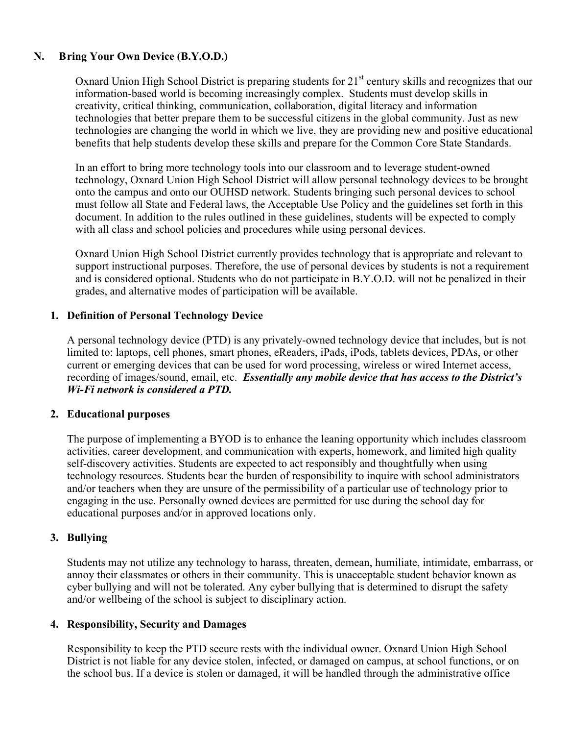## N. Bring Your Own Device (B.Y.O.D.)

Oxnard Union High School District is preparing students for 21st century skills and recognizes that our information-based world is becoming increasingly complex. Students must develop skills in creativity, critical thinking, communication, collaboration, digital literacy and information technologies that better prepare them to be successful citizens in the global community. Just as new technologies are changing the world in which we live, they are providing new and positive educational benefits that help students develop these skills and prepare for the Common Core State Standards.

In an effort to bring more technology tools into our classroom and to leverage student-owned technology, Oxnard Union High School District will allow personal technology devices to be brought onto the campus and onto our OUHSD network. Students bringing such personal devices to school must follow all State and Federal laws, the Acceptable Use Policy and the guidelines set forth in this document. In addition to the rules outlined in these guidelines, students will be expected to comply with all class and school policies and procedures while using personal devices.

Oxnard Union High School District currently provides technology that is appropriate and relevant to support instructional purposes. Therefore, the use of personal devices by students is not a requirement and is considered optional. Students who do not participate in B.Y.O.D. will not be penalized in their grades, and alternative modes of participation will be available.

### 1. Definition of Personal Technology Device

A personal technology device (PTD) is any privately-owned technology device that includes, but is not limited to: laptops, cell phones, smart phones, eReaders, iPads, iPods, tablets devices, PDAs, or other current or emerging devices that can be used for word processing, wireless or wired Internet access, recording of images/sound, email, etc. ***Essentially any mobile device that has access to the District's Wi-Fi network is considered a PTD.***

### 2. Educational purposes

The purpose of implementing a BYOD is to enhance the leaning opportunity which includes classroom activities, career development, and communication with experts, homework, and limited high quality self-discovery activities. Students are expected to act responsibly and thoughtfully when using technology resources. Students bear the burden of responsibility to inquire with school administrators and/or teachers when they are unsure of the permissibility of a particular use of technology prior to engaging in the use. Personally owned devices are permitted for use during the school day for educational purposes and/or in approved locations only.

### 3. Bullying

Students may not utilize any technology to harass, threaten, demean, humiliate, intimidate, embarrass, or annoy their classmates or others in their community. This is unacceptable student behavior known as cyber bullying and will not be tolerated. Any cyber bullying that is determined to disrupt the safety and/or wellbeing of the school is subject to disciplinary action.

### 4. Responsibility, Security and Damages

Responsibility to keep the PTD secure rests with the individual owner. Oxnard Union High School District is not liable for any device stolen, infected, or damaged on campus, at school functions, or on the school bus. If a device is stolen or damaged, it will be handled through the administrative office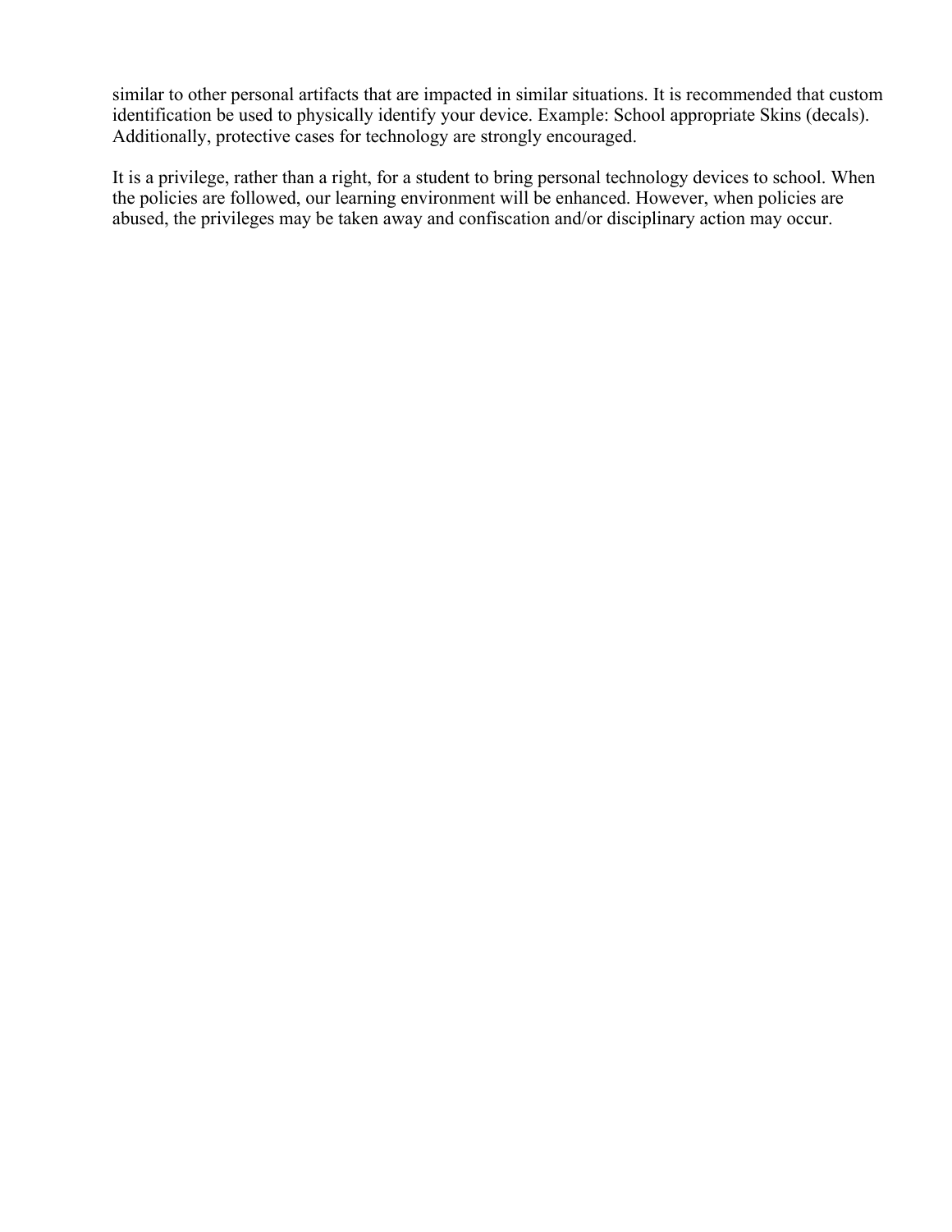similar to other personal artifacts that are impacted in similar situations. It is recommended that custom identification be used to physically identify your device. Example: School appropriate Skins (decals). Additionally, protective cases for technology are strongly encouraged.

It is a privilege, rather than a right, for a student to bring personal technology devices to school. When the policies are followed, our learning environment will be enhanced. However, when policies are abused, the privileges may be taken away and confiscation and/or disciplinary action may occur.